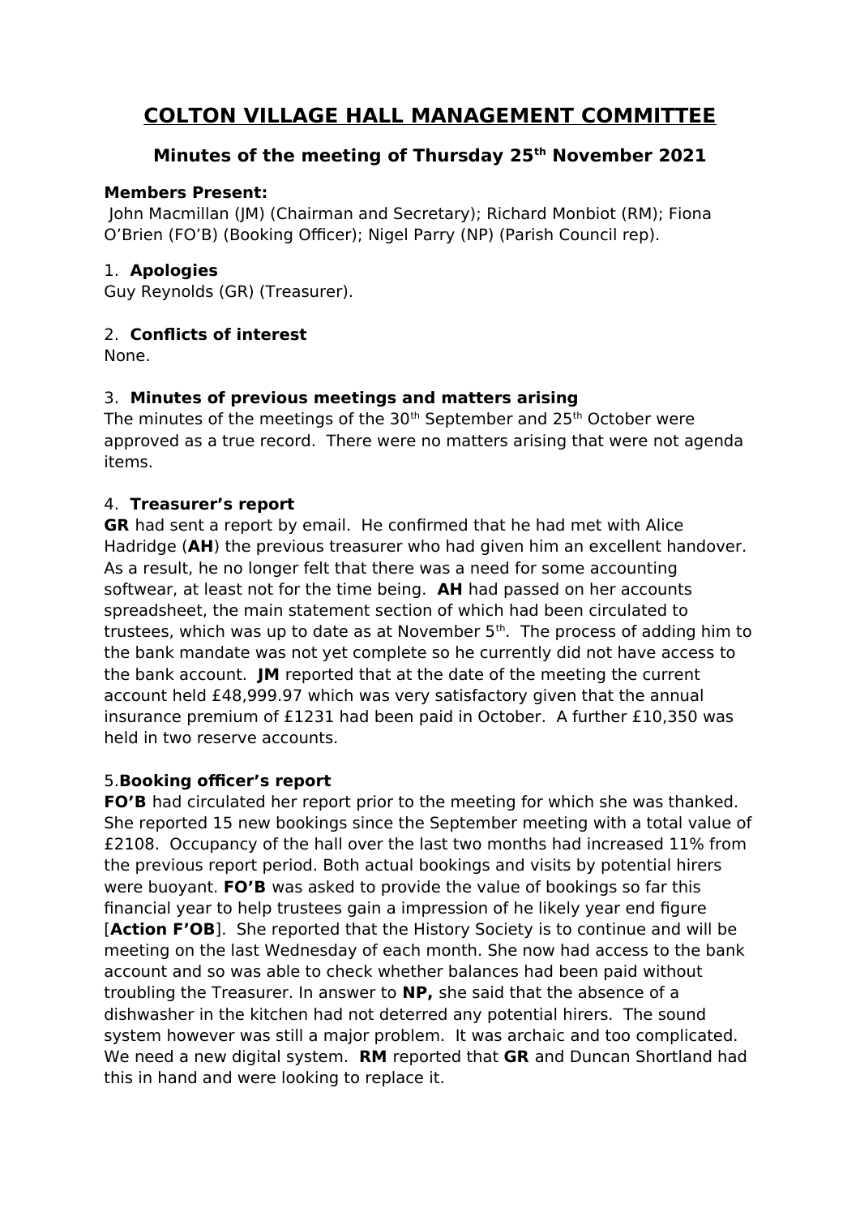# COLTON VILLAGE HALL MANAGEMENT COMMITTEE

## Minutes of the meeting of Thursday 25th November 2021

**Members Present:**
John Macmillan (JM) (Chairman and Secretary); Richard Monbiot (RM); Fiona O'Brien (FO'B) (Booking Officer); Nigel Parry (NP) (Parish Council rep).

1. **Apologies**

Guy Reynolds (GR) (Treasurer).

2. **Conflicts of interest**

None.

3. **Minutes of previous meetings and matters arising**

The minutes of the meetings of the 30th September and 25th October were approved as a true record. There were no matters arising that were not agenda items.

4. **Treasurer's report**

**GR** had sent a report by email. He confirmed that he had met with Alice Hadridge (**AH**) the previous treasurer who had given him an excellent handover. As a result, he no longer felt that there was a need for some accounting softwear, at least not for the time being. **AH** had passed on her accounts spreadsheet, the main statement section of which had been circulated to trustees, which was up to date as at November 5th. The process of adding him to the bank mandate was not yet complete so he currently did not have access to the bank account. **JM** reported that at the date of the meeting the current account held £48,999.97 which was very satisfactory given that the annual insurance premium of £1231 had been paid in October. A further £10,350 was held in two reserve accounts.

5. **Booking officer's report**

**FO'B** had circulated her report prior to the meeting for which she was thanked. She reported 15 new bookings since the September meeting with a total value of £2108. Occupancy of the hall over the last two months had increased 11% from the previous report period. Both actual bookings and visits by potential hirers were buoyant. **FO'B** was asked to provide the value of bookings so far this financial year to help trustees gain a impression of he likely year end figure [**Action F'OB**]. She reported that the History Society is to continue and will be meeting on the last Wednesday of each month. She now had access to the bank account and so was able to check whether balances had been paid without troubling the Treasurer. In answer to **NP,** she said that the absence of a dishwasher in the kitchen had not deterred any potential hirers. The sound system however was still a major problem. It was archaic and too complicated. We need a new digital system. **RM** reported that **GR** and Duncan Shortland had this in hand and were looking to replace it.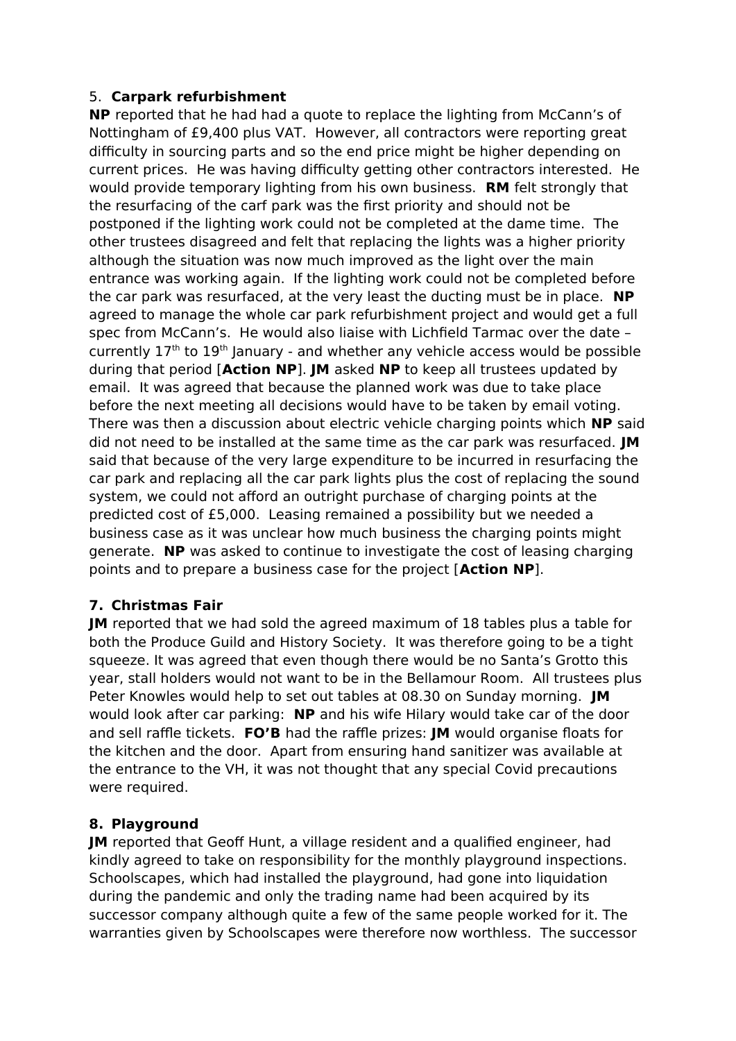5. **Carpark refurbishment**

**NP** reported that he had had a quote to replace the lighting from McCann's of Nottingham of £9,400 plus VAT. However, all contractors were reporting great difficulty in sourcing parts and so the end price might be higher depending on current prices. He was having difficulty getting other contractors interested. He would provide temporary lighting from his own business. **RM** felt strongly that the resurfacing of the carf park was the first priority and should not be postponed if the lighting work could not be completed at the dame time. The other trustees disagreed and felt that replacing the lights was a higher priority although the situation was now much improved as the light over the main entrance was working again. If the lighting work could not be completed before the car park was resurfaced, at the very least the ducting must be in place. **NP** agreed to manage the whole car park refurbishment project and would get a full spec from McCann's. He would also liaise with Lichfield Tarmac over the date – currently 17th to 19th January - and whether any vehicle access would be possible during that period [**Action NP**]. **JM** asked **NP** to keep all trustees updated by email. It was agreed that because the planned work was due to take place before the next meeting all decisions would have to be taken by email voting. There was then a discussion about electric vehicle charging points which **NP** said did not need to be installed at the same time as the car park was resurfaced. **JM** said that because of the very large expenditure to be incurred in resurfacing the car park and replacing all the car park lights plus the cost of replacing the sound system, we could not afford an outright purchase of charging points at the predicted cost of £5,000. Leasing remained a possibility but we needed a business case as it was unclear how much business the charging points might generate. **NP** was asked to continue to investigate the cost of leasing charging points and to prepare a business case for the project [**Action NP**].

**7. Christmas Fair**

**JM** reported that we had sold the agreed maximum of 18 tables plus a table for both the Produce Guild and History Society. It was therefore going to be a tight squeeze. It was agreed that even though there would be no Santa's Grotto this year, stall holders would not want to be in the Bellamour Room. All trustees plus Peter Knowles would help to set out tables at 08.30 on Sunday morning. **JM** would look after car parking: **NP** and his wife Hilary would take car of the door and sell raffle tickets. **FO'B** had the raffle prizes: **JM** would organise floats for the kitchen and the door. Apart from ensuring hand sanitizer was available at the entrance to the VH, it was not thought that any special Covid precautions were required.

**8. Playground**

**JM** reported that Geoff Hunt, a village resident and a qualified engineer, had kindly agreed to take on responsibility for the monthly playground inspections. Schoolscapes, which had installed the playground, had gone into liquidation during the pandemic and only the trading name had been acquired by its successor company although quite a few of the same people worked for it. The warranties given by Schoolscapes were therefore now worthless. The successor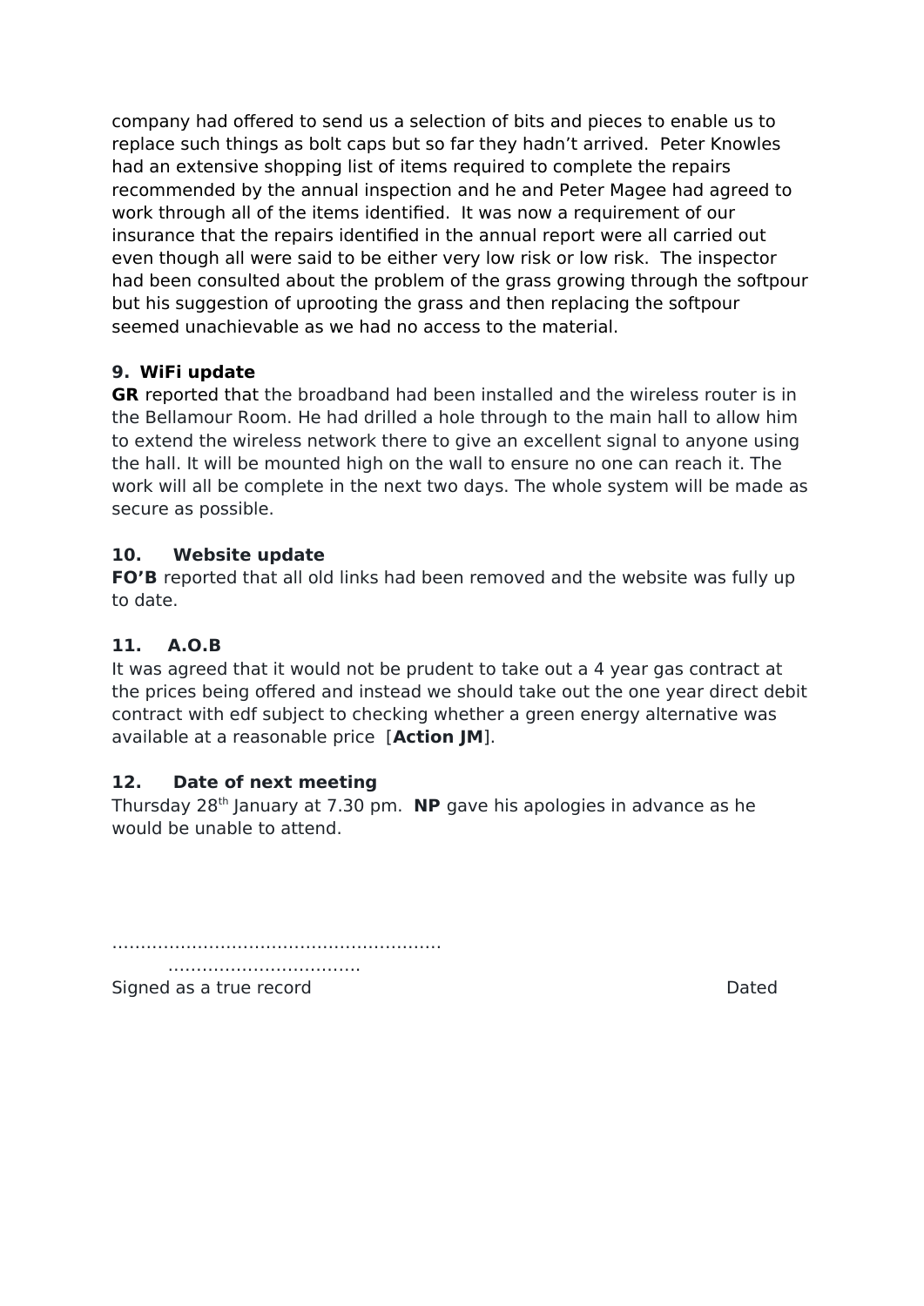company had offered to send us a selection of bits and pieces to enable us to replace such things as bolt caps but so far they hadn't arrived.  Peter Knowles had an extensive shopping list of items required to complete the repairs recommended by the annual inspection and he and Peter Magee had agreed to work through all of the items identified.  It was now a requirement of our insurance that the repairs identified in the annual report were all carried out even though all were said to be either very low risk or low risk.  The inspector had been consulted about the problem of the grass growing through the softpour but his suggestion of uprooting the grass and then replacing the softpour seemed unachievable as we had no access to the material.

**9.  WiFi update**

**GR** reported that the broadband had been installed and the wireless router is in the Bellamour Room. He had drilled a hole through to the main hall to allow him to extend the wireless network there to give an excellent signal to anyone using the hall. It will be mounted high on the wall to ensure no one can reach it. The work will all be complete in the next two days. The whole system will be made as secure as possible.

**10.    Website update**

**FO'B** reported that all old links had been removed and the website was fully up to date.

**11.    A.O.B**

It was agreed that it would not be prudent to take out a 4 year gas contract at the prices being offered and instead we should take out the one year direct debit contract with edf subject to checking whether a green energy alternative was available at a reasonable price  [**Action JM**].

**12.    Date of next meeting**

Thursday 28th January at 7.30 pm.  **NP** gave his apologies in advance as he would be unable to attend.

…………………………………………………  ……………………………

Signed as a true record                                                    Dated